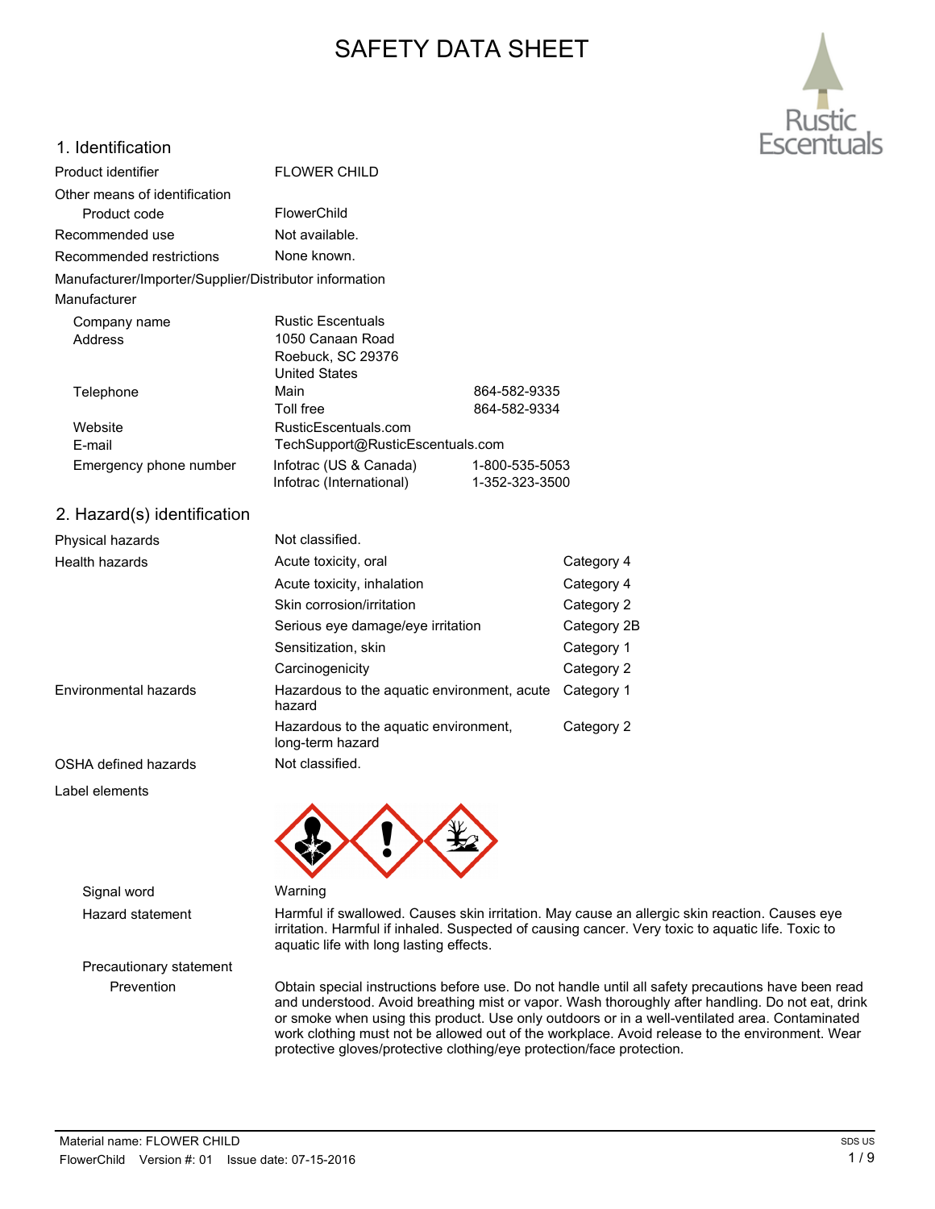# SAFETY DATA SHEET

## 1. Identification

| | | |
|---|---|---|
| Product identifier | FLOWER CHILD | |
| Other means of identification | | |
| Product code | FlowerChild | |
| Recommended use | Not available. | |
| Recommended restrictions | None known. | |
| Manufacturer/Importer/Supplier/Distributor information | | |
| Manufacturer | | |
| Company name | Rustic Escentuals | |
| Address | 1050 Canaan Road<br>Roebuck, SC 29376<br>United States | |
| Telephone | Main | 864-582-9335 |
| | Toll free | 864-582-9334 |
| Website | RusticEscentuals.com | |
| E-mail | TechSupport@RusticEscentuals.com | |
| Emergency phone number | Infotrac (US & Canada) | 1-800-535-5053 |
| | Infotrac (International) | 1-352-323-3500 |

## 2. Hazard(s) identification

| | | |
|---|---|---|
| Physical hazards | Not classified. | |
| Health hazards | Acute toxicity, oral | Category 4 |
| | Acute toxicity, inhalation | Category 4 |
| | Skin corrosion/irritation | Category 2 |
| | Serious eye damage/eye irritation | Category 2B |
| | Sensitization, skin | Category 1 |
| | Carcinogenicity | Category 2 |
| Environmental hazards | Hazardous to the aquatic environment, acute hazard | Category 1 |
| | Hazardous to the aquatic environment, long-term hazard | Category 2 |
| OSHA defined hazards | Not classified. | |

**Label elements**

**Signal word:** Warning

**Hazard statement:** Harmful if swallowed. Causes skin irritation. May cause an allergic skin reaction. Causes eye irritation. Harmful if inhaled. Suspected of causing cancer. Very toxic to aquatic life. Toxic to aquatic life with long lasting effects.

**Precautionary statement**

**Prevention:** Obtain special instructions before use. Do not handle until all safety precautions have been read and understood. Avoid breathing mist or vapor. Wash thoroughly after handling. Do not eat, drink or smoke when using this product. Use only outdoors or in a well-ventilated area. Contaminated work clothing must not be allowed out of the workplace. Avoid release to the environment. Wear protective gloves/protective clothing/eye protection/face protection.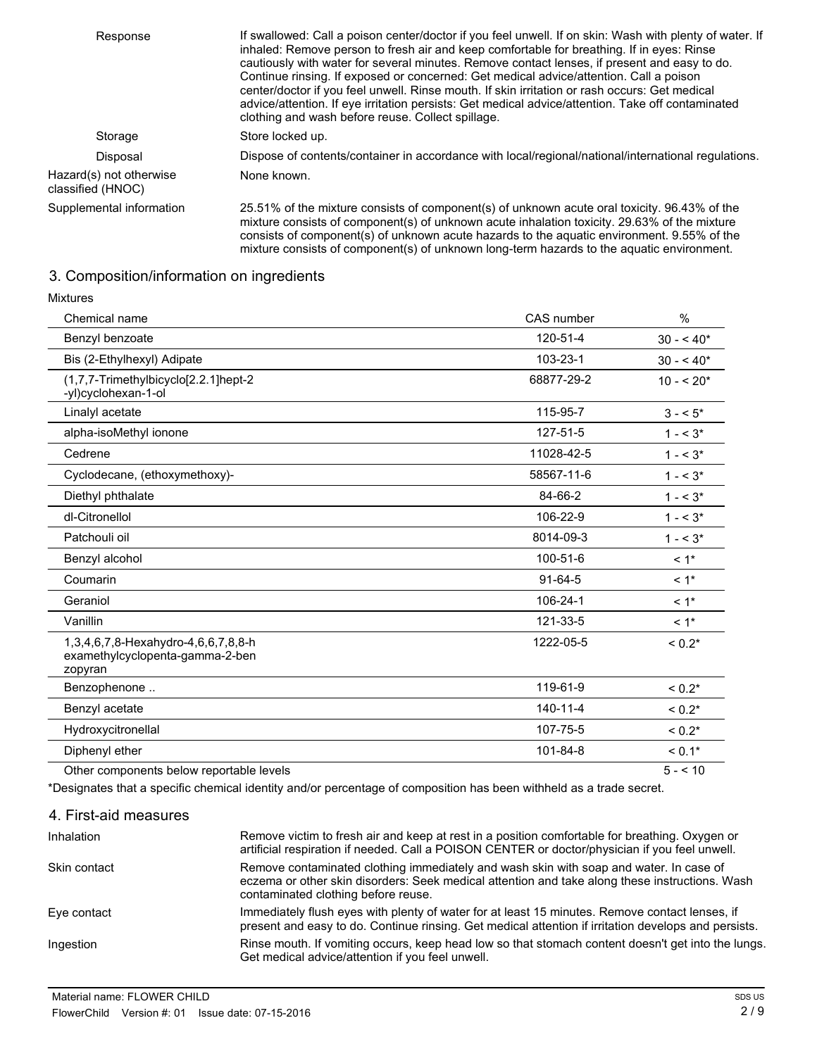| | |
|---|---|
| Response | If swallowed: Call a poison center/doctor if you feel unwell. If on skin: Wash with plenty of water. If inhaled: Remove person to fresh air and keep comfortable for breathing. If in eyes: Rinse cautiously with water for several minutes. Remove contact lenses, if present and easy to do. Continue rinsing. If exposed or concerned: Get medical advice/attention. Call a poison center/doctor if you feel unwell. Rinse mouth. If skin irritation or rash occurs: Get medical advice/attention. If eye irritation persists: Get medical advice/attention. Take off contaminated clothing and wash before reuse. Collect spillage. |
| Storage | Store locked up. |
| Disposal | Dispose of contents/container in accordance with local/regional/national/international regulations. |
| Hazard(s) not otherwise classified (HNOC) | None known. |
| Supplemental information | 25.51% of the mixture consists of component(s) of unknown acute oral toxicity. 96.43% of the mixture consists of component(s) of unknown acute inhalation toxicity. 29.63% of the mixture consists of component(s) of unknown acute hazards to the aquatic environment. 9.55% of the mixture consists of component(s) of unknown long-term hazards to the aquatic environment. |

## 3. Composition/information on ingredients

Mixtures

| Chemical name | CAS number | % |
|---|---|---|
| Benzyl benzoate | 120-51-4 | 30 - < 40* |
| Bis (2-Ethylhexyl) Adipate | 103-23-1 | 30 - < 40* |
| (1,7,7-Trimethylbicyclo[2.2.1]hept-2-yl)cyclohexan-1-ol | 68877-29-2 | 10 - < 20* |
| Linalyl acetate | 115-95-7 | 3 - < 5* |
| alpha-isoMethyl ionone | 127-51-5 | 1 - < 3* |
| Cedrene | 11028-42-5 | 1 - < 3* |
| Cyclodecane, (ethoxymethoxy)- | 58567-11-6 | 1 - < 3* |
| Diethyl phthalate | 84-66-2 | 1 - < 3* |
| dl-Citronellol | 106-22-9 | 1 - < 3* |
| Patchouli oil | 8014-09-3 | 1 - < 3* |
| Benzyl alcohol | 100-51-6 | < 1* |
| Coumarin | 91-64-5 | < 1* |
| Geraniol | 106-24-1 | < 1* |
| Vanillin | 121-33-5 | < 1* |
| 1,3,4,6,7,8-Hexahydro-4,6,6,7,8,8-hexamethylcyclopenta-gamma-2-benzopyran | 1222-05-5 | < 0.2* |
| Benzophenone .. | 119-61-9 | < 0.2* |
| Benzyl acetate | 140-11-4 | < 0.2* |
| Hydroxycitronellal | 107-75-5 | < 0.2* |
| Diphenyl ether | 101-84-8 | < 0.1* |
| Other components below reportable levels | | 5 - < 10 |

*Designates that a specific chemical identity and/or percentage of composition has been withheld as a trade secret.

## 4. First-aid measures

| | |
|---|---|
| Inhalation | Remove victim to fresh air and keep at rest in a position comfortable for breathing. Oxygen or artificial respiration if needed. Call a POISON CENTER or doctor/physician if you feel unwell. |
| Skin contact | Remove contaminated clothing immediately and wash skin with soap and water. In case of eczema or other skin disorders: Seek medical attention and take along these instructions. Wash contaminated clothing before reuse. |
| Eye contact | Immediately flush eyes with plenty of water for at least 15 minutes. Remove contact lenses, if present and easy to do. Continue rinsing. Get medical attention if irritation develops and persists. |
| Ingestion | Rinse mouth. If vomiting occurs, keep head low so that stomach content doesn't get into the lungs. Get medical advice/attention if you feel unwell. |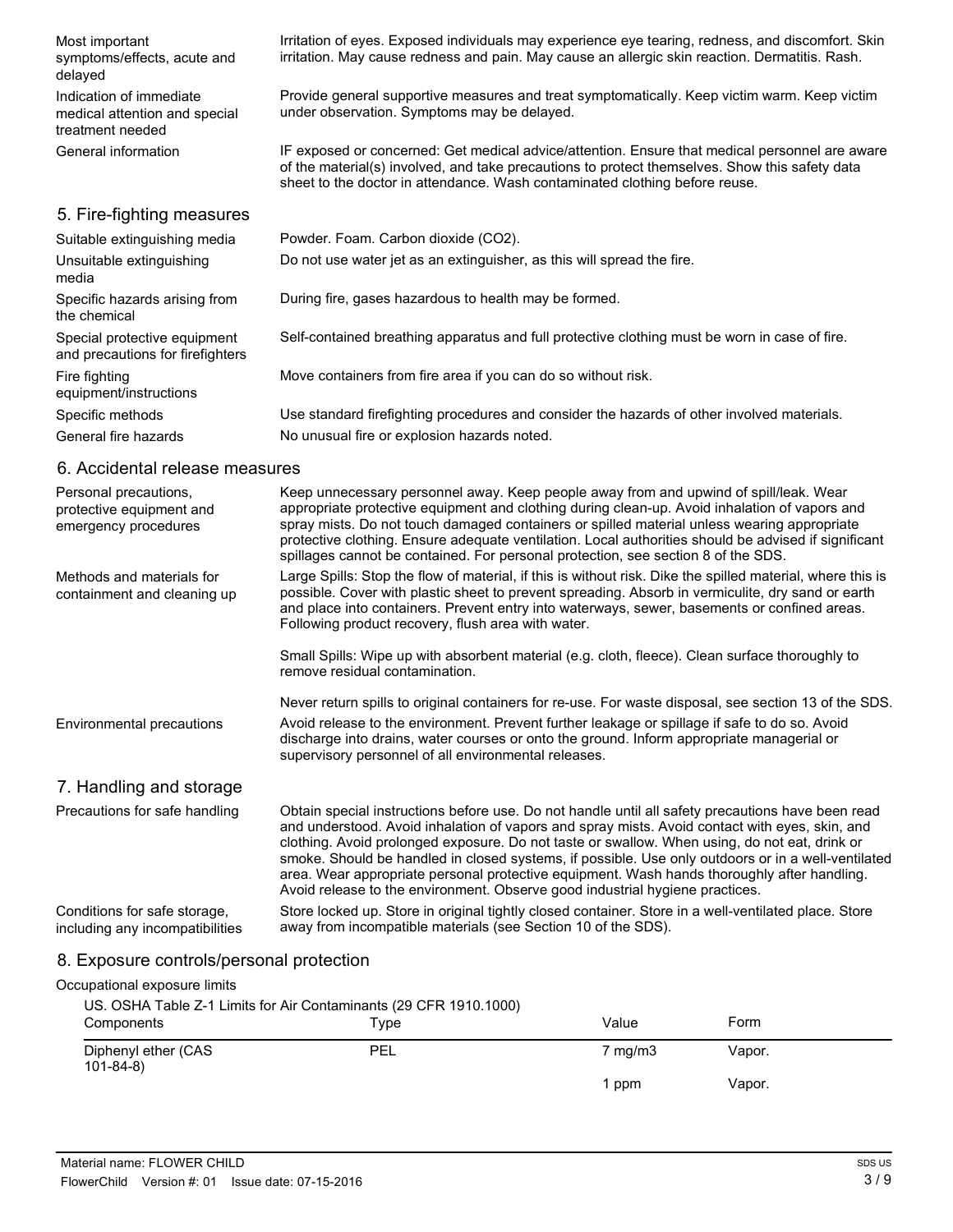| | |
|---|---|
| Most important symptoms/effects, acute and delayed | Irritation of eyes. Exposed individuals may experience eye tearing, redness, and discomfort. Skin irritation. May cause redness and pain. May cause an allergic skin reaction. Dermatitis. Rash. |
| Indication of immediate medical attention and special treatment needed | Provide general supportive measures and treat symptomatically. Keep victim warm. Keep victim under observation. Symptoms may be delayed. |
| General information | IF exposed or concerned: Get medical advice/attention. Ensure that medical personnel are aware of the material(s) involved, and take precautions to protect themselves. Show this safety data sheet to the doctor in attendance. Wash contaminated clothing before reuse. |

## 5. Fire-fighting measures

| | |
|---|---|
| Suitable extinguishing media | Powder. Foam. Carbon dioxide ($CO_2$). |
| Unsuitable extinguishing media | Do not use water jet as an extinguisher, as this will spread the fire. |
| Specific hazards arising from the chemical | During fire, gases hazardous to health may be formed. |
| Special protective equipment and precautions for firefighters | Self-contained breathing apparatus and full protective clothing must be worn in case of fire. |
| Fire fighting equipment/instructions | Move containers from fire area if you can do so without risk. |
| Specific methods | Use standard firefighting procedures and consider the hazards of other involved materials. |
| General fire hazards | No unusual fire or explosion hazards noted. |

## 6. Accidental release measures

| | |
|---|---|
| Personal precautions, protective equipment and emergency procedures | Keep unnecessary personnel away. Keep people away from and upwind of spill/leak. Wear appropriate protective equipment and clothing during clean-up. Avoid inhalation of vapors and spray mists. Do not touch damaged containers or spilled material unless wearing appropriate protective clothing. Ensure adequate ventilation. Local authorities should be advised if significant spillages cannot be contained. For personal protection, see section 8 of the SDS. |
| Methods and materials for containment and cleaning up | Large Spills: Stop the flow of material, if this is without risk. Dike the spilled material, where this is possible. Cover with plastic sheet to prevent spreading. Absorb in vermiculite, dry sand or earth and place into containers. Prevent entry into waterways, sewer, basements or confined areas. Following product recovery, flush area with water.<br><br>Small Spills: Wipe up with absorbent material (e.g. cloth, fleece). Clean surface thoroughly to remove residual contamination.<br><br>Never return spills to original containers for re-use. For waste disposal, see section 13 of the SDS. |
| Environmental precautions | Avoid release to the environment. Prevent further leakage or spillage if safe to do so. Avoid discharge into drains, water courses or onto the ground. Inform appropriate managerial or supervisory personnel of all environmental releases. |

## 7. Handling and storage

| | |
|---|---|
| Precautions for safe handling | Obtain special instructions before use. Do not handle until all safety precautions have been read and understood. Avoid inhalation of vapors and spray mists. Avoid contact with eyes, skin, and clothing. Avoid prolonged exposure. Do not taste or swallow. When using, do not eat, drink or smoke. Should be handled in closed systems, if possible. Use only outdoors or in a well-ventilated area. Wear appropriate personal protective equipment. Wash hands thoroughly after handling. Avoid release to the environment. Observe good industrial hygiene practices. |
| Conditions for safe storage, including any incompatibilities | Store locked up. Store in original tightly closed container. Store in a well-ventilated place. Store away from incompatible materials (see Section 10 of the SDS). |

## 8. Exposure controls/personal protection

Occupational exposure limits

US. OSHA Table Z-1 Limits for Air Contaminants (29 CFR 1910.1000)

| Components | Type | Value | Form |
|---|---|---|---|
| Diphenyl ether (CAS 101-84-8) | PEL | 7 mg/m3 | Vapor. |
| | | 1 ppm | Vapor. |

Material name: FLOWER CHILD

FlowerChild Version #: 01 Issue date: 07-15-2016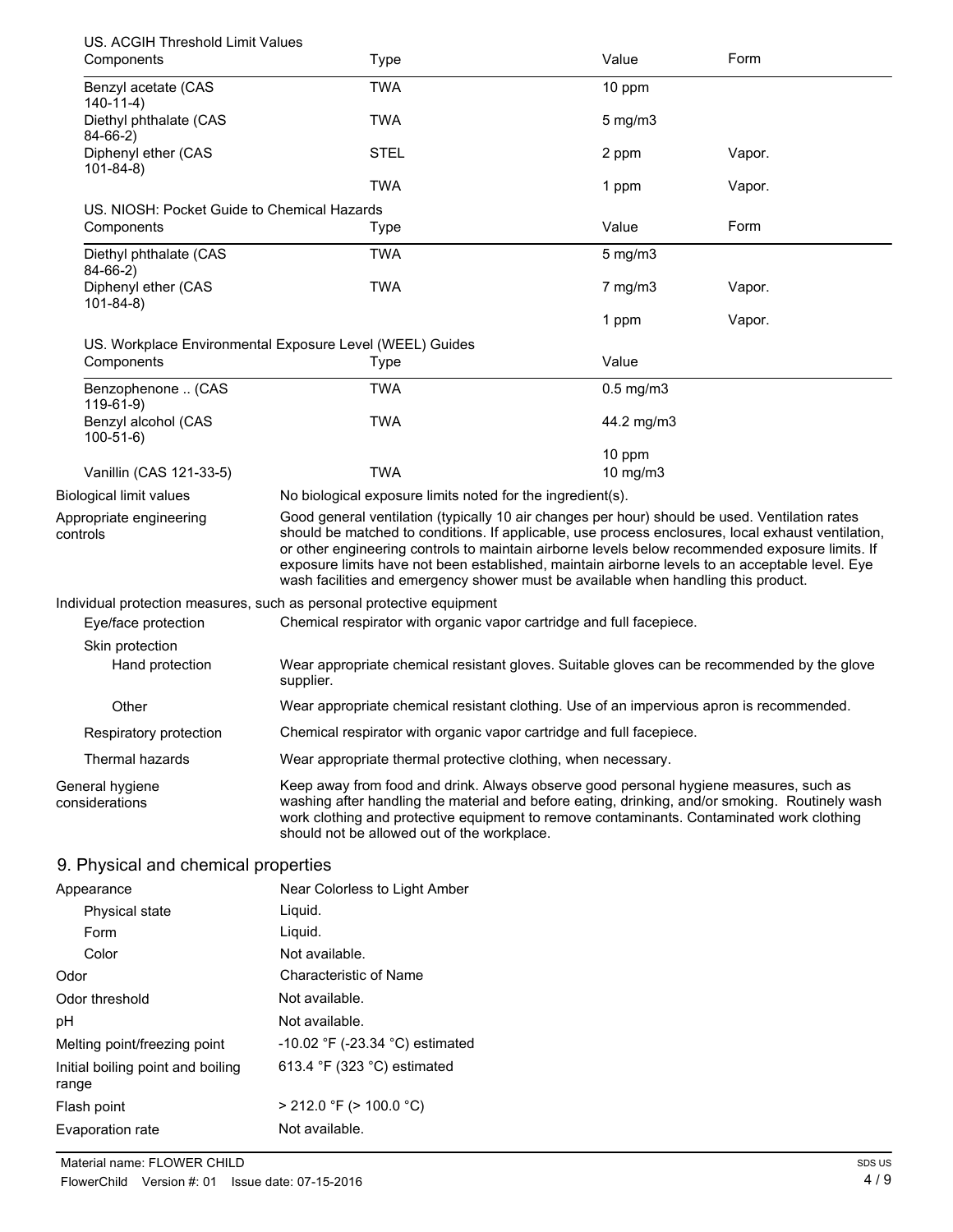US. ACGIH Threshold Limit Values

| Components | Type | Value | Form |
| --- | --- | --- | --- |
| Benzyl acetate (CAS 140-11-4) | TWA | 10 ppm | |
| Diethyl phthalate (CAS 84-66-2) | TWA | 5 mg/m3 | |
| Diphenyl ether (CAS 101-84-8) | STEL | 2 ppm | Vapor. |
| | TWA | 1 ppm | Vapor. |

US. NIOSH: Pocket Guide to Chemical Hazards

| Components | Type | Value | Form |
| --- | --- | --- | --- |
| Diethyl phthalate (CAS 84-66-2) | TWA | 5 mg/m3 | |
| Diphenyl ether (CAS 101-84-8) | TWA | 7 mg/m3 | Vapor. |
| | | 1 ppm | Vapor. |

US. Workplace Environmental Exposure Level (WEEL) Guides

| Components | Type | Value |
| --- | --- | --- |
| Benzophenone .. (CAS 119-61-9) | TWA | 0.5 mg/m3 |
| Benzyl alcohol (CAS 100-51-6) | TWA | 44.2 mg/m3 |
| | | 10 ppm |
| Vanillin (CAS 121-33-5) | TWA | 10 mg/m3 |

**Biological limit values** No biological exposure limits noted for the ingredient(s).

**Appropriate engineering controls** Good general ventilation (typically 10 air changes per hour) should be used. Ventilation rates should be matched to conditions. If applicable, use process enclosures, local exhaust ventilation, or other engineering controls to maintain airborne levels below recommended exposure limits. If exposure limits have not been established, maintain airborne levels to an acceptable level. Eye wash facilities and emergency shower must be available when handling this product.

**Individual protection measures, such as personal protective equipment**

**Eye/face protection** Chemical respirator with organic vapor cartridge and full facepiece.

**Skin protection**

**Hand protection** Wear appropriate chemical resistant gloves. Suitable gloves can be recommended by the glove supplier.

**Other** Wear appropriate chemical resistant clothing. Use of an impervious apron is recommended.

**Respiratory protection** Chemical respirator with organic vapor cartridge and full facepiece.

**Thermal hazards** Wear appropriate thermal protective clothing, when necessary.

**General hygiene considerations** Keep away from food and drink. Always observe good personal hygiene measures, such as washing after handling the material and before eating, drinking, and/or smoking. Routinely wash work clothing and protective equipment to remove contaminants. Contaminated work clothing should not be allowed out of the workplace.

## 9. Physical and chemical properties

| | |
| --- | --- |
| Appearance | Near Colorless to Light Amber |
| Physical state | Liquid. |
| Form | Liquid. |
| Color | Not available. |
| Odor | Characteristic of Name |
| Odor threshold | Not available. |
| pH | Not available. |
| Melting point/freezing point | -10.02 °F (-23.34 °C) estimated |
| Initial boiling point and boiling range | 613.4 °F (323 °C) estimated |
| Flash point | > 212.0 °F (> 100.0 °C) |
| Evaporation rate | Not available. |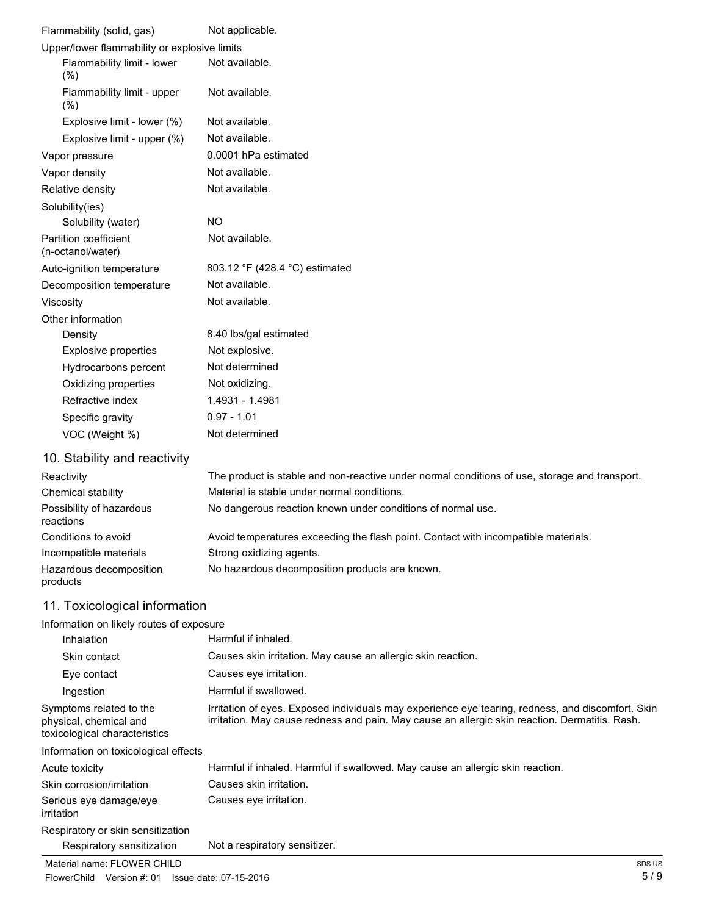| | |
|---|---|
| Flammability (solid, gas) | Not applicable. |
| Upper/lower flammability or explosive limits | |
| Flammability limit - lower (%) | Not available. |
| Flammability limit - upper (%) | Not available. |
| Explosive limit - lower (%) | Not available. |
| Explosive limit - upper (%) | Not available. |
| Vapor pressure | 0.0001 hPa estimated |
| Vapor density | Not available. |
| Relative density | Not available. |
| Solubility(ies) | |
| Solubility (water) | NO |
| Partition coefficient (n-octanol/water) | Not available. |
| Auto-ignition temperature | 803.12 °F (428.4 °C) estimated |
| Decomposition temperature | Not available. |
| Viscosity | Not available. |
| Other information | |
| Density | 8.40 lbs/gal estimated |
| Explosive properties | Not explosive. |
| Hydrocarbons percent | Not determined |
| Oxidizing properties | Not oxidizing. |
| Refractive index | 1.4931 - 1.4981 |
| Specific gravity | 0.97 - 1.01 |
| VOC (Weight %) | Not determined |

## 10. Stability and reactivity

| | |
|---|---|
| Reactivity | The product is stable and non-reactive under normal conditions of use, storage and transport. |
| Chemical stability | Material is stable under normal conditions. |
| Possibility of hazardous reactions | No dangerous reaction known under conditions of normal use. |
| Conditions to avoid | Avoid temperatures exceeding the flash point. Contact with incompatible materials. |
| Incompatible materials | Strong oxidizing agents. |
| Hazardous decomposition products | No hazardous decomposition products are known. |

## 11. Toxicological information

| | |
|---|---|
| Information on likely routes of exposure | |
| Inhalation | Harmful if inhaled. |
| Skin contact | Causes skin irritation. May cause an allergic skin reaction. |
| Eye contact | Causes eye irritation. |
| Ingestion | Harmful if swallowed. |
| Symptoms related to the physical, chemical and toxicological characteristics | Irritation of eyes. Exposed individuals may experience eye tearing, redness, and discomfort. Skin irritation. May cause redness and pain. May cause an allergic skin reaction. Dermatitis. Rash. |
| Information on toxicological effects | |
| Acute toxicity | Harmful if inhaled. Harmful if swallowed. May cause an allergic skin reaction. |
| Skin corrosion/irritation | Causes skin irritation. |
| Serious eye damage/eye irritation | Causes eye irritation. |
| Respiratory or skin sensitization | |
| Respiratory sensitization | Not a respiratory sensitizer. |

Material name: FLOWER CHILD

FlowerChild Version #: 01 Issue date: 07-15-2016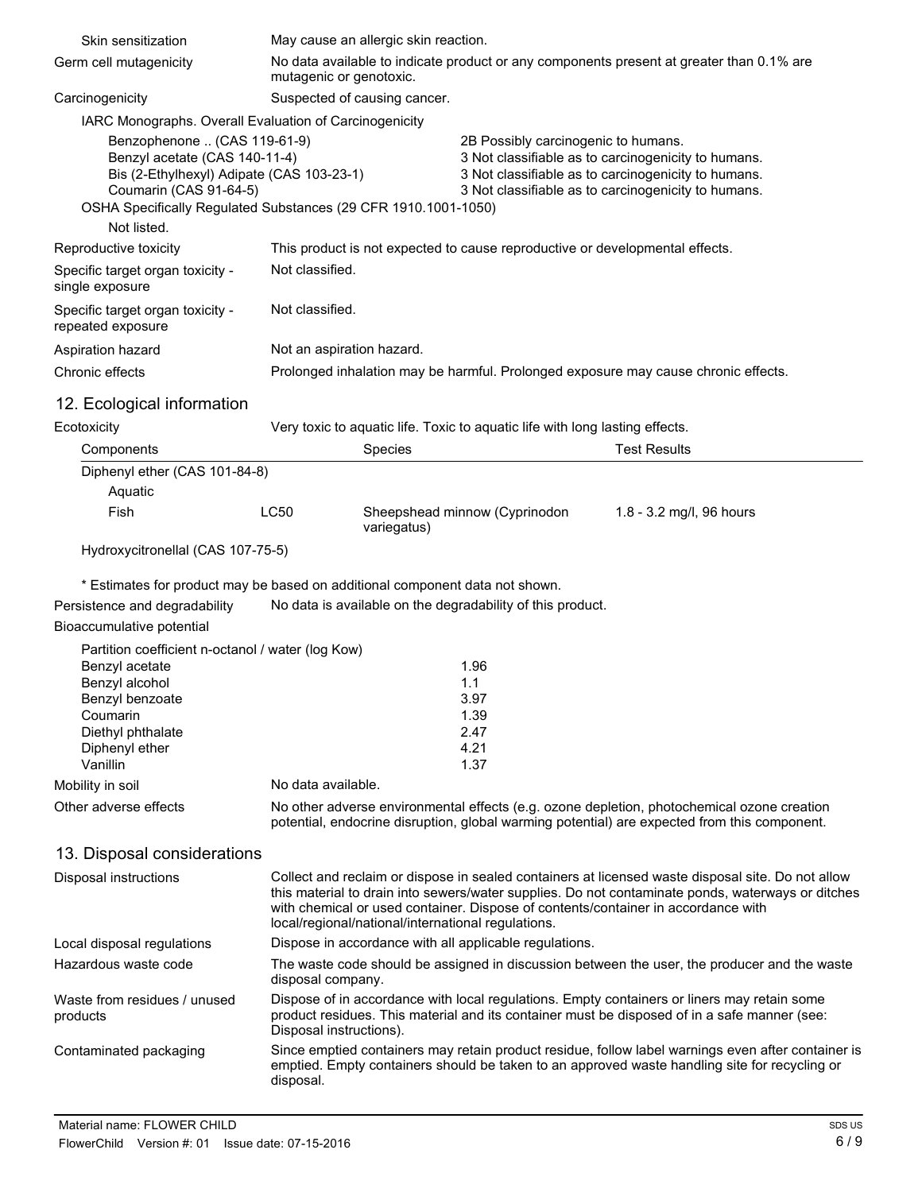| | |
|---|---|
| Skin sensitization | May cause an allergic skin reaction. |
| Germ cell mutagenicity | No data available to indicate product or any components present at greater than 0.1% are mutagenic or genotoxic. |
| Carcinogenicity | Suspected of causing cancer. |

IARC Monographs. Overall Evaluation of Carcinogenicity

| | |
|---|---|
| Benzophenone .. (CAS 119-61-9) | 2B Possibly carcinogenic to humans. |
| Benzyl acetate (CAS 140-11-4) | 3 Not classifiable as to carcinogenicity to humans. |
| Bis (2-Ethylhexyl) Adipate (CAS 103-23-1) | 3 Not classifiable as to carcinogenicity to humans. |
| Coumarin (CAS 91-64-5) | 3 Not classifiable as to carcinogenicity to humans. |

OSHA Specifically Regulated Substances (29 CFR 1910.1001-1050)

Not listed.

| | |
|---|---|
| Reproductive toxicity | This product is not expected to cause reproductive or developmental effects. |
| Specific target organ toxicity - single exposure | Not classified. |
| Specific target organ toxicity - repeated exposure | Not classified. |
| Aspiration hazard | Not an aspiration hazard. |
| Chronic effects | Prolonged inhalation may be harmful. Prolonged exposure may cause chronic effects. |

## 12. Ecological information

Ecotoxicity: Very toxic to aquatic life. Toxic to aquatic life with long lasting effects.

| Components | | Species | Test Results |
|---|---|---|---|
| Diphenyl ether (CAS 101-84-8) | | | |
| Aquatic | | | |
| Fish | LC50 | Sheepshead minnow (Cyprinodon variegatus) | 1.8 - 3.2 mg/l, 96 hours |
| Hydroxycitronellal (CAS 107-75-5) | | | |

\* Estimates for product may be based on additional component data not shown.

Persistence and degradability: No data is available on the degradability of this product.

Bioaccumulative potential

Partition coefficient n-octanol / water (log Kow)

| | |
|---|---|
| Benzyl acetate | 1.96 |
| Benzyl alcohol | 1.1 |
| Benzyl benzoate | 3.97 |
| Coumarin | 1.39 |
| Diethyl phthalate | 2.47 |
| Diphenyl ether | 4.21 |
| Vanillin | 1.37 |

| | |
|---|---|
| Mobility in soil | No data available. |
| Other adverse effects | No other adverse environmental effects (e.g. ozone depletion, photochemical ozone creation potential, endocrine disruption, global warming potential) are expected from this component. |

## 13. Disposal considerations

| | |
|---|---|
| Disposal instructions | Collect and reclaim or dispose in sealed containers at licensed waste disposal site. Do not allow this material to drain into sewers/water supplies. Do not contaminate ponds, waterways or ditches with chemical or used container. Dispose of contents/container in accordance with local/regional/national/international regulations. |
| Local disposal regulations | Dispose in accordance with all applicable regulations. |
| Hazardous waste code | The waste code should be assigned in discussion between the user, the producer and the waste disposal company. |
| Waste from residues / unused products | Dispose of in accordance with local regulations. Empty containers or liners may retain some product residues. This material and its container must be disposed of in a safe manner (see: Disposal instructions). |
| Contaminated packaging | Since emptied containers may retain product residue, follow label warnings even after container is emptied. Empty containers should be taken to an approved waste handling site for recycling or disposal. |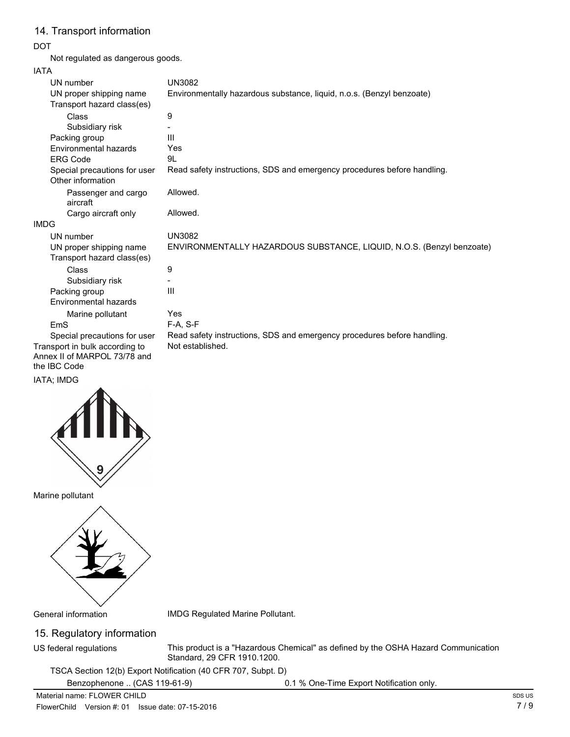## 14. Transport information

**DOT**

Not regulated as dangerous goods.

**IATA**

| | |
|---|---|
| UN number | UN3082 |
| UN proper shipping name | Environmentally hazardous substance, liquid, n.o.s. (Benzyl benzoate) |
| Transport hazard class(es) | |
| Class | 9 |
| Subsidiary risk | - |
| Packing group | III |
| Environmental hazards | Yes |
| ERG Code | 9L |
| Special precautions for user | Read safety instructions, SDS and emergency procedures before handling. |
| Other information | |
| Passenger and cargo aircraft | Allowed. |
| Cargo aircraft only | Allowed. |

**IMDG**

| | |
|---|---|
| UN number | UN3082 |
| UN proper shipping name | ENVIRONMENTALLY HAZARDOUS SUBSTANCE, LIQUID, N.O.S. (Benzyl benzoate) |
| Transport hazard class(es) | |
| Class | 9 |
| Subsidiary risk | - |
| Packing group | III |
| Environmental hazards | |
| Marine pollutant | Yes |
| EmS | F-A, S-F |
| Special precautions for user | Read safety instructions, SDS and emergency procedures before handling. |

Transport in bulk according to Annex II of MARPOL 73/78 and the IBC Code: Not established.

IATA; IMDG

Marine pollutant

General information: IMDG Regulated Marine Pollutant.

## 15. Regulatory information

**US federal regulations**: This product is a "Hazardous Chemical" as defined by the OSHA Hazard Communication Standard, 29 CFR 1910.1200.

TSCA Section 12(b) Export Notification (40 CFR 707, Subpt. D)

| | |
|---|---|
| Benzophenone .. (CAS 119-61-9) | 0.1 % One-Time Export Notification only. |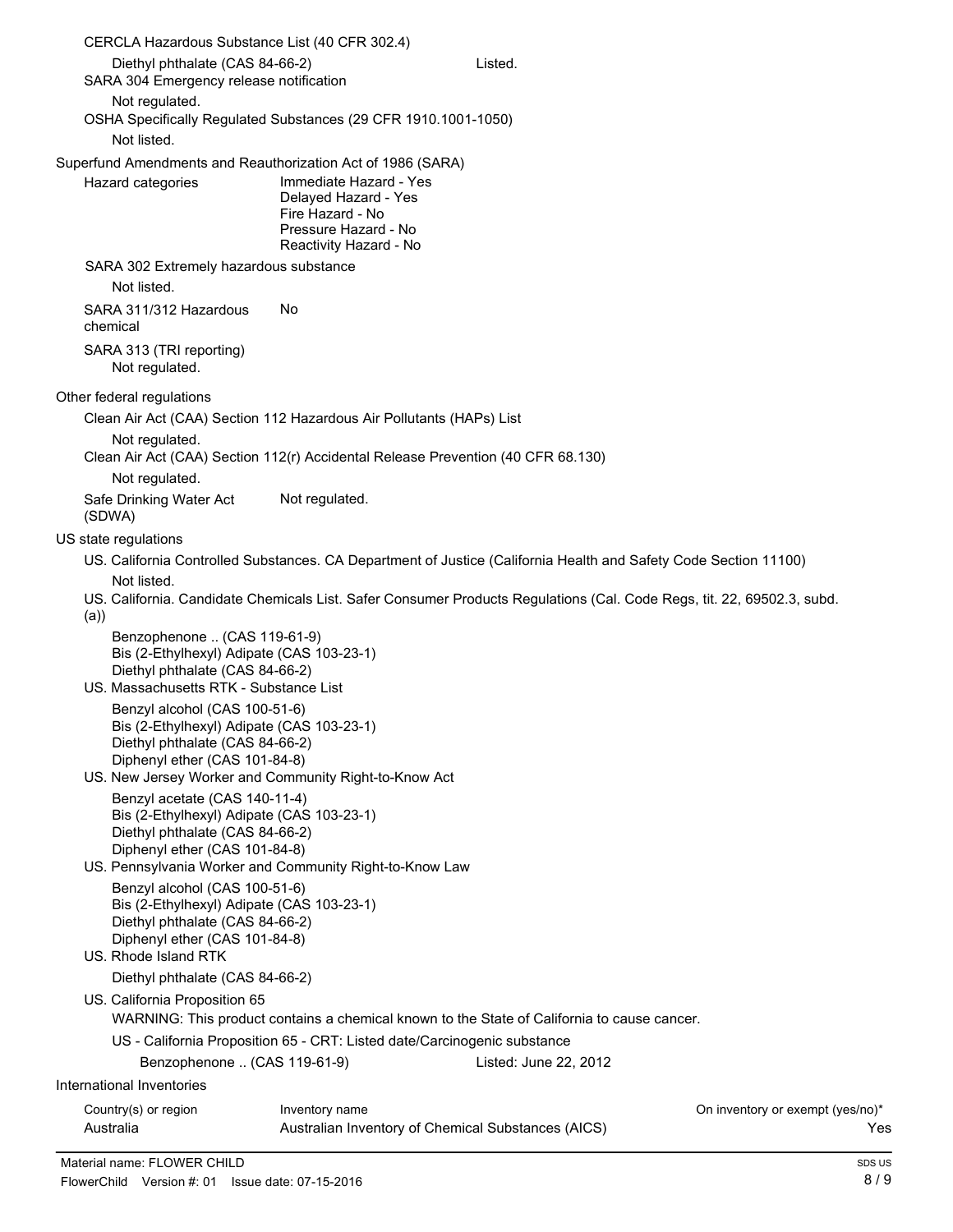CERCLA Hazardous Substance List (40 CFR 302.4)

Diethyl phthalate (CAS 84-66-2) Listed.

SARA 304 Emergency release notification

Not regulated.

OSHA Specifically Regulated Substances (29 CFR 1910.1001-1050)

Not listed.

Superfund Amendments and Reauthorization Act of 1986 (SARA)

Hazard categories

Immediate Hazard - Yes
Delayed Hazard - Yes
Fire Hazard - No
Pressure Hazard - No
Reactivity Hazard - No

SARA 302 Extremely hazardous substance

Not listed.

SARA 311/312 Hazardous chemical No

SARA 313 (TRI reporting)

Not regulated.

Other federal regulations

Clean Air Act (CAA) Section 112 Hazardous Air Pollutants (HAPs) List

Not regulated.

Clean Air Act (CAA) Section 112(r) Accidental Release Prevention (40 CFR 68.130)

Not regulated.

Safe Drinking Water Act (SDWA) Not regulated.

US state regulations

US. California Controlled Substances. CA Department of Justice (California Health and Safety Code Section 11100)

Not listed.

US. California. Candidate Chemicals List. Safer Consumer Products Regulations (Cal. Code Regs, tit. 22, 69502.3, subd. (a))

Benzophenone .. (CAS 119-61-9)
Bis (2-Ethylhexyl) Adipate (CAS 103-23-1)
Diethyl phthalate (CAS 84-66-2)

US. Massachusetts RTK - Substance List

Benzyl alcohol (CAS 100-51-6)
Bis (2-Ethylhexyl) Adipate (CAS 103-23-1)
Diethyl phthalate (CAS 84-66-2)
Diphenyl ether (CAS 101-84-8)

US. New Jersey Worker and Community Right-to-Know Act

Benzyl acetate (CAS 140-11-4)
Bis (2-Ethylhexyl) Adipate (CAS 103-23-1)
Diethyl phthalate (CAS 84-66-2)
Diphenyl ether (CAS 101-84-8)

US. Pennsylvania Worker and Community Right-to-Know Law

Benzyl alcohol (CAS 100-51-6)
Bis (2-Ethylhexyl) Adipate (CAS 103-23-1)
Diethyl phthalate (CAS 84-66-2)
Diphenyl ether (CAS 101-84-8)

US. Rhode Island RTK

Diethyl phthalate (CAS 84-66-2)

US. California Proposition 65

WARNING: This product contains a chemical known to the State of California to cause cancer.

US - California Proposition 65 - CRT: Listed date/Carcinogenic substance

Benzophenone .. (CAS 119-61-9) Listed: June 22, 2012

International Inventories

| Country(s) or region | Inventory name | On inventory or exempt (yes/no)* |
|---|---|---|
| Australia | Australian Inventory of Chemical Substances (AICS) | Yes |

Material name: FLOWER CHILD
FlowerChild Version #: 01 Issue date: 07-15-2016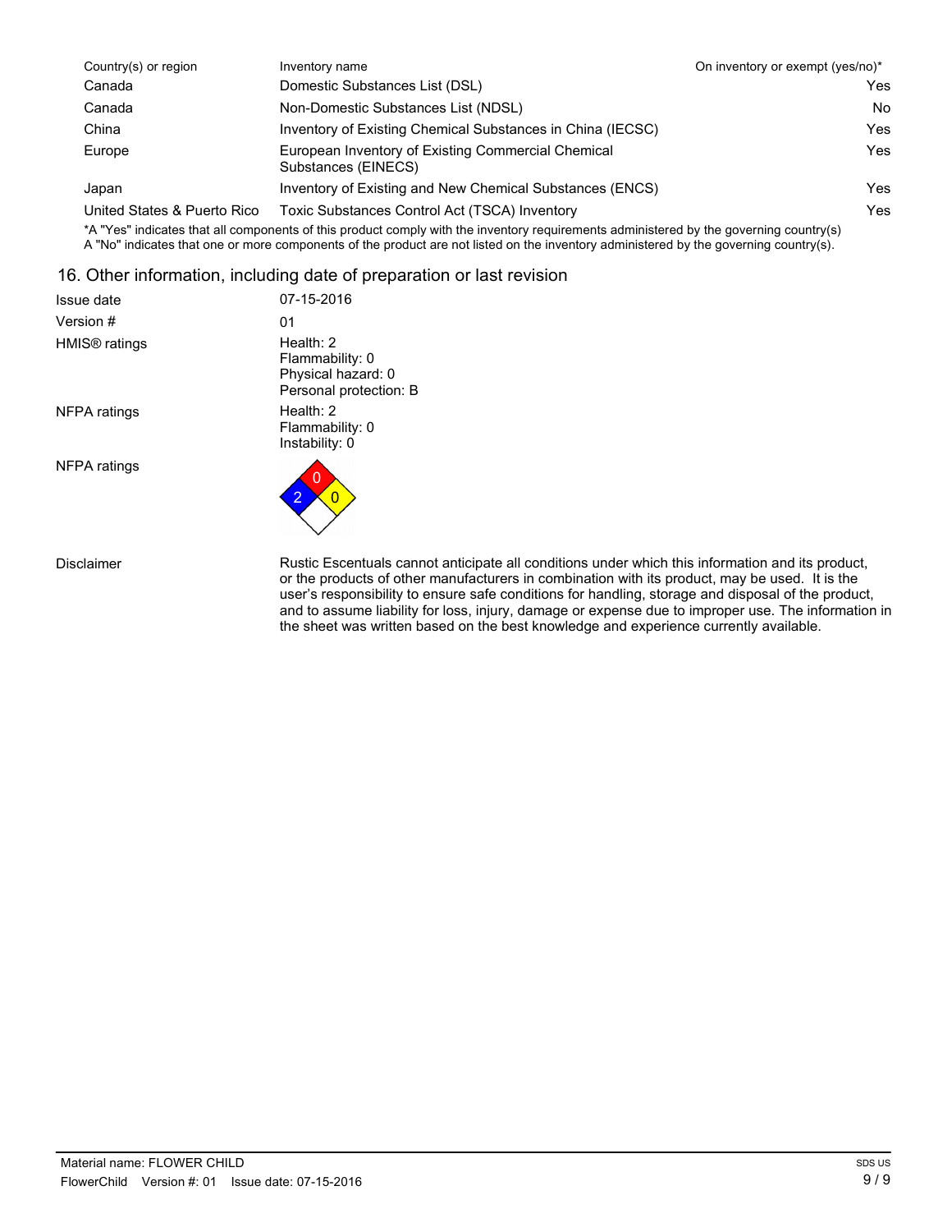| Country(s) or region | Inventory name | On inventory or exempt (yes/no)* |
| --- | --- | --- |
| Canada | Domestic Substances List (DSL) | Yes |
| Canada | Non-Domestic Substances List (NDSL) | No |
| China | Inventory of Existing Chemical Substances in China (IECSC) | Yes |
| Europe | European Inventory of Existing Commercial Chemical Substances (EINECS) | Yes |
| Japan | Inventory of Existing and New Chemical Substances (ENCS) | Yes |
| United States & Puerto Rico | Toxic Substances Control Act (TSCA) Inventory | Yes |

*A "Yes" indicates that all components of this product comply with the inventory requirements administered by the governing country(s)
A "No" indicates that one or more components of the product are not listed on the inventory administered by the governing country(s).

## 16. Other information, including date of preparation or last revision

| | |
| --- | --- |
| Issue date | 07-15-2016 |
| Version # | 01 |
| HMIS® ratings | Health: 2<br>Flammability: 0<br>Physical hazard: 0<br>Personal protection: B |
| NFPA ratings | Health: 2<br>Flammability: 0<br>Instability: 0 |

NFPA ratings

0
2 0

Disclaimer

Rustic Escentuals cannot anticipate all conditions under which this information and its product, or the products of other manufacturers in combination with its product, may be used. It is the user's responsibility to ensure safe conditions for handling, storage and disposal of the product, and to assume liability for loss, injury, damage or expense due to improper use. The information in the sheet was written based on the best knowledge and experience currently available.